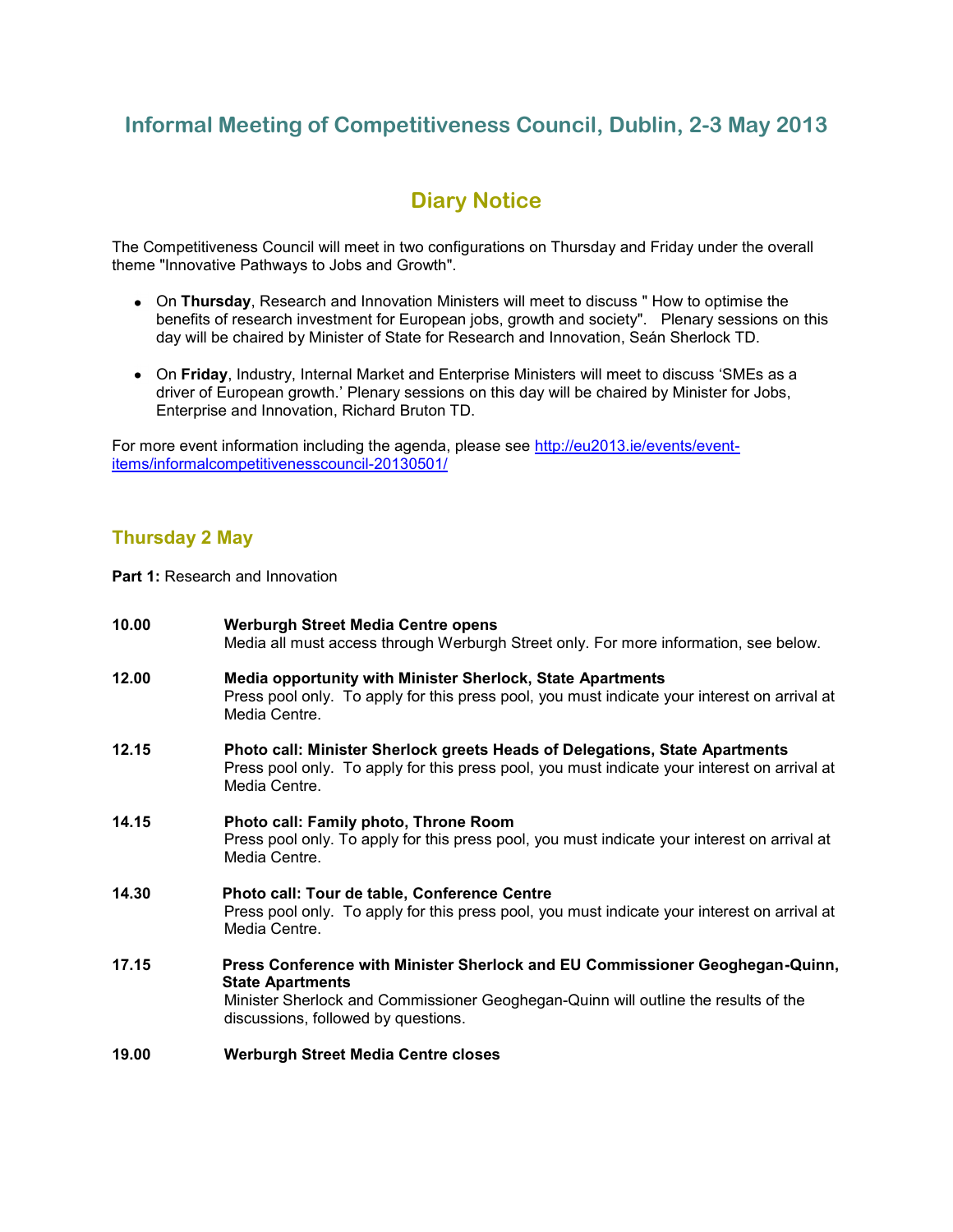# Informal Meeting of Competitiveness Council, Dublin, 2-3 May 2013

## Diary Notice

The Competitiveness Council will meet in two configurations on Thursday and Friday under the overall theme "Innovative Pathways to Jobs and Growth".

- On **Thursday**, Research and Innovation Ministers will meet to discuss " How to optimise the benefits of research investment for European jobs, growth and society". Plenary sessions on this day will be chaired by Minister of State for Research and Innovation, Seán Sherlock TD.
- On **Friday**, Industry, Internal Market and Enterprise Ministers will meet to discuss 'SMEs as a driver of European growth.' Plenary sessions on this day will be chaired by Minister for Jobs, Enterprise and Innovation, Richard Bruton TD.

For more event information including the agenda, please see http://eu2013.ie/events/event-items/informalcompetitivenesscouncil-20130501/

### Thursday 2 May

**Part 1:** Research and Innovation

**10.00** **Werburgh Street Media Centre opens**
Media all must access through Werburgh Street only. For more information, see below.

**12.00** **Media opportunity with Minister Sherlock, State Apartments**
Press pool only. To apply for this press pool, you must indicate your interest on arrival at Media Centre.

**12.15** **Photo call: Minister Sherlock greets Heads of Delegations, State Apartments**
Press pool only. To apply for this press pool, you must indicate your interest on arrival at Media Centre.

**14.15** **Photo call: Family photo, Throne Room**
Press pool only. To apply for this press pool, you must indicate your interest on arrival at Media Centre.

**14.30** **Photo call: Tour de table, Conference Centre**
Press pool only. To apply for this press pool, you must indicate your interest on arrival at Media Centre.

**17.15** **Press Conference with Minister Sherlock and EU Commissioner Geoghegan-Quinn, State Apartments**
Minister Sherlock and Commissioner Geoghegan-Quinn will outline the results of the discussions, followed by questions.

**19.00** **Werburgh Street Media Centre closes**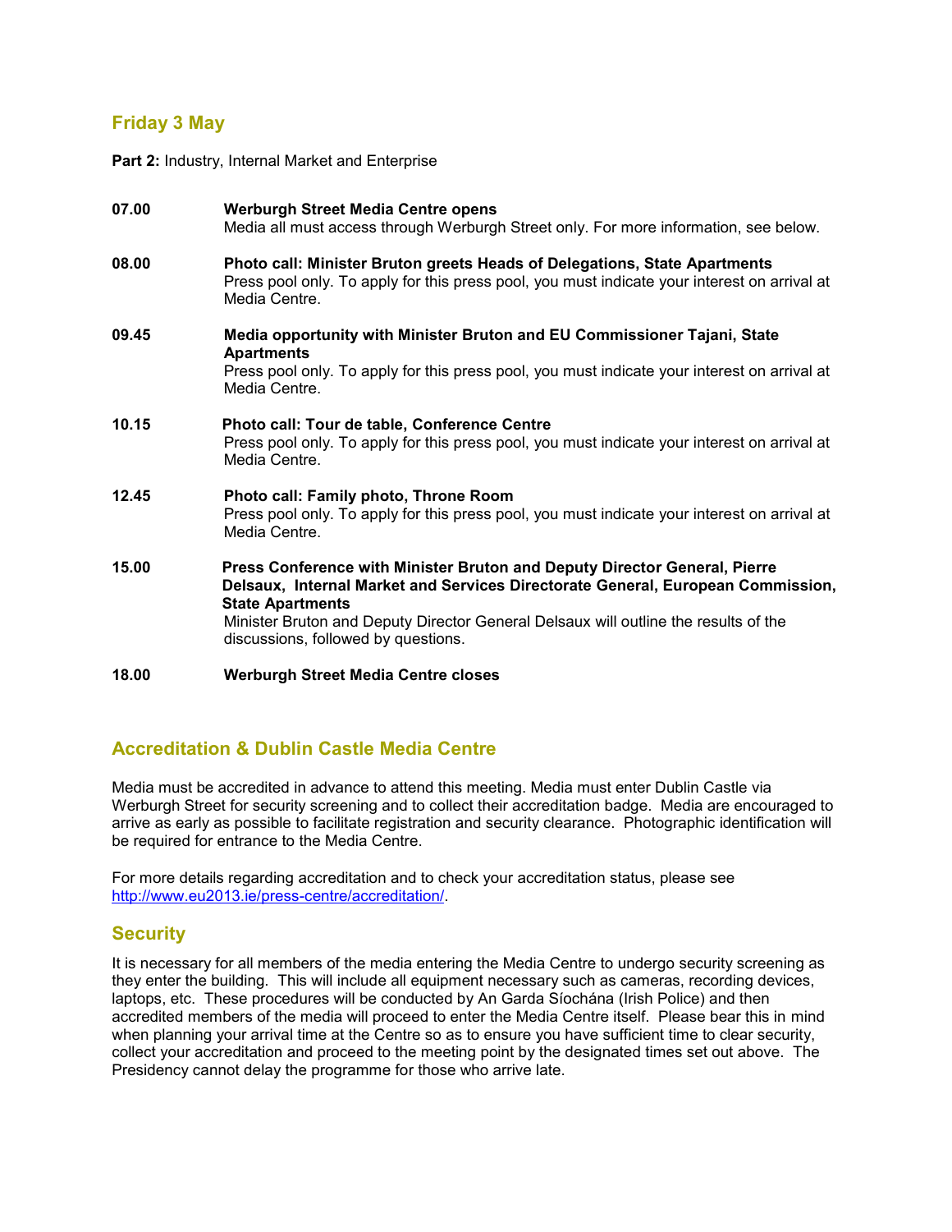## Friday 3 May

**Part 2:** Industry, Internal Market and Enterprise

**07.00** **Werburgh Street Media Centre opens**
Media all must access through Werburgh Street only. For more information, see below.

**08.00** **Photo call: Minister Bruton greets Heads of Delegations, State Apartments**
Press pool only. To apply for this press pool, you must indicate your interest on arrival at Media Centre.

**09.45** **Media opportunity with Minister Bruton and EU Commissioner Tajani, State Apartments**
Press pool only. To apply for this press pool, you must indicate your interest on arrival at Media Centre.

**10.15** **Photo call: Tour de table, Conference Centre**
Press pool only. To apply for this press pool, you must indicate your interest on arrival at Media Centre.

**12.45** **Photo call: Family photo, Throne Room**
Press pool only. To apply for this press pool, you must indicate your interest on arrival at Media Centre.

**15.00** **Press Conference with Minister Bruton and Deputy Director General, Pierre Delsaux, Internal Market and Services Directorate General, European Commission, State Apartments**
Minister Bruton and Deputy Director General Delsaux will outline the results of the discussions, followed by questions.

**18.00** **Werburgh Street Media Centre closes**

## Accreditation & Dublin Castle Media Centre

Media must be accredited in advance to attend this meeting. Media must enter Dublin Castle via Werburgh Street for security screening and to collect their accreditation badge. Media are encouraged to arrive as early as possible to facilitate registration and security clearance. Photographic identification will be required for entrance to the Media Centre.

For more details regarding accreditation and to check your accreditation status, please see http://www.eu2013.ie/press-centre/accreditation/.

## Security

It is necessary for all members of the media entering the Media Centre to undergo security screening as they enter the building. This will include all equipment necessary such as cameras, recording devices, laptops, etc. These procedures will be conducted by An Garda Síochána (Irish Police) and then accredited members of the media will proceed to enter the Media Centre itself. Please bear this in mind when planning your arrival time at the Centre so as to ensure you have sufficient time to clear security, collect your accreditation and proceed to the meeting point by the designated times set out above. The Presidency cannot delay the programme for those who arrive late.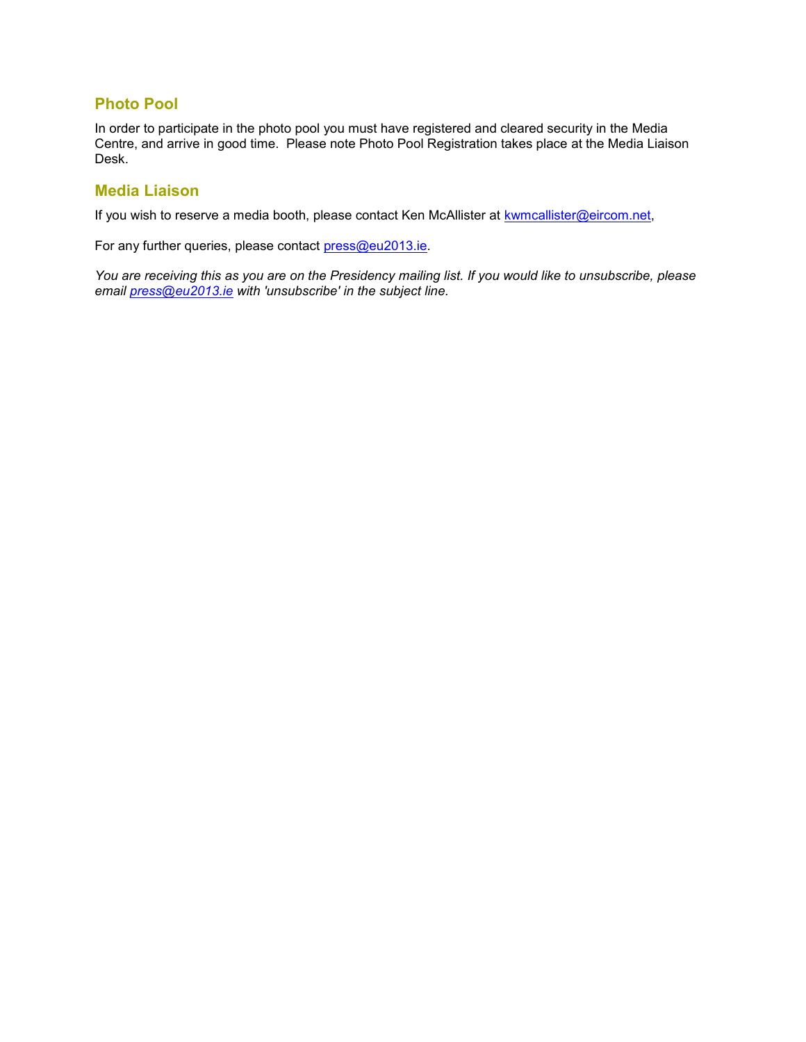## Photo Pool

In order to participate in the photo pool you must have registered and cleared security in the Media Centre, and arrive in good time.  Please note Photo Pool Registration takes place at the Media Liaison Desk.

## Media Liaison

If you wish to reserve a media booth, please contact Ken McAllister at kwmcallister@eircom.net,

For any further queries, please contact press@eu2013.ie.

*You are receiving this as you are on the Presidency mailing list. If you would like to unsubscribe, please email press@eu2013.ie with 'unsubscribe' in the subject line.*